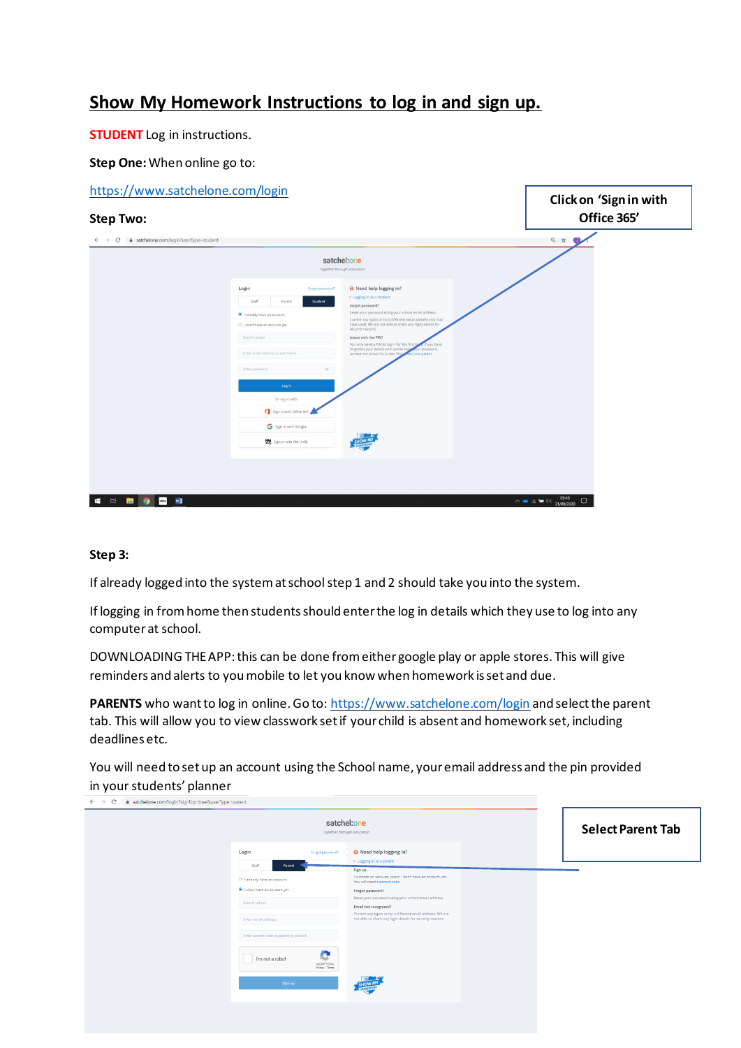# Show My Homework Instructions to log in and sign up.

**STUDENT** Log in instructions.

**Step One:** When online go to:

https://www.satchelone.com/login

**Step Two:**

Click on 'Sign in with Office 365'

**Step 3:**

If already logged into the system at school step 1 and 2 should take you into the system.

If logging in from home then students should enter the log in details which they use to log into any computer at school.

DOWNLOADING THE APP: this can be done from either google play or apple stores. This will give reminders and alerts to you mobile to let you know when homework is set and due.

**PARENTS** who want to log in online. Go to: https://www.satchelone.com/login and select the parent tab. This will allow you to view classwork set if your child is absent and homework set, including deadlines etc.

You will need to set up an account using the School name, your email address and the pin provided in your students' planner

Select Parent Tab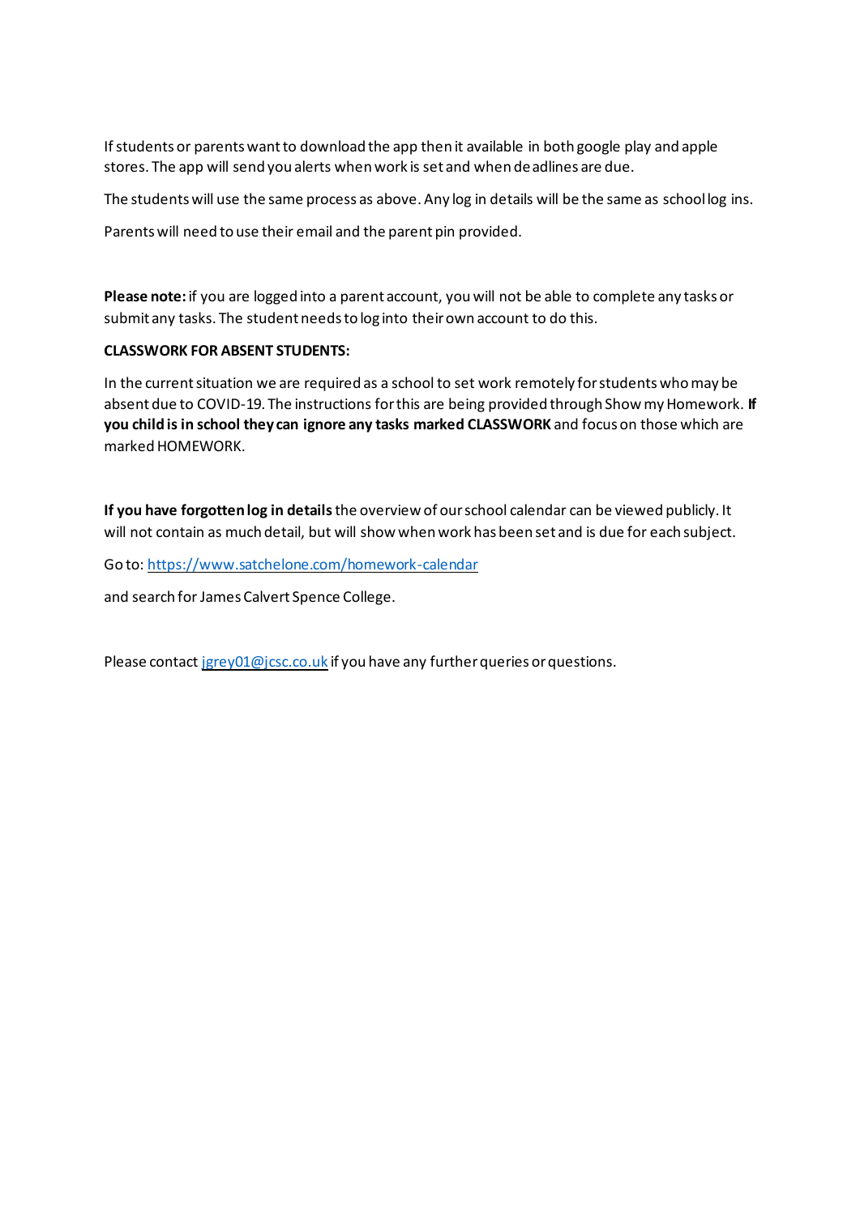If students or parents want to download the app then it available in both google play and apple stores. The app will send you alerts when work is set and when deadlines are due.

The students will use the same process as above. Any log in details will be the same as school log ins.

Parents will need to use their email and the parent pin provided.

**Please note:** if you are logged into a parent account, you will not be able to complete any tasks or submit any tasks. The student needs to log into their own account to do this.

**CLASSWORK FOR ABSENT STUDENTS:**

In the current situation we are required as a school to set work remotely for students who may be absent due to COVID-19. The instructions for this are being provided through Show my Homework. **If you child is in school they can ignore any tasks marked CLASSWORK** and focus on those which are marked HOMEWORK.

**If you have forgotten log in details** the overview of our school calendar can be viewed publicly. It will not contain as much detail, but will show when work has been set and is due for each subject.

Go to: [https://www.satchelone.com/homework-calendar](https://www.satchelone.com/homework-calendar)

and search for James Calvert Spence College.

Please contact [jgrey01@jcsc.co.uk](mailto:jgrey01@jcsc.co.uk) if you have any further queries or questions.